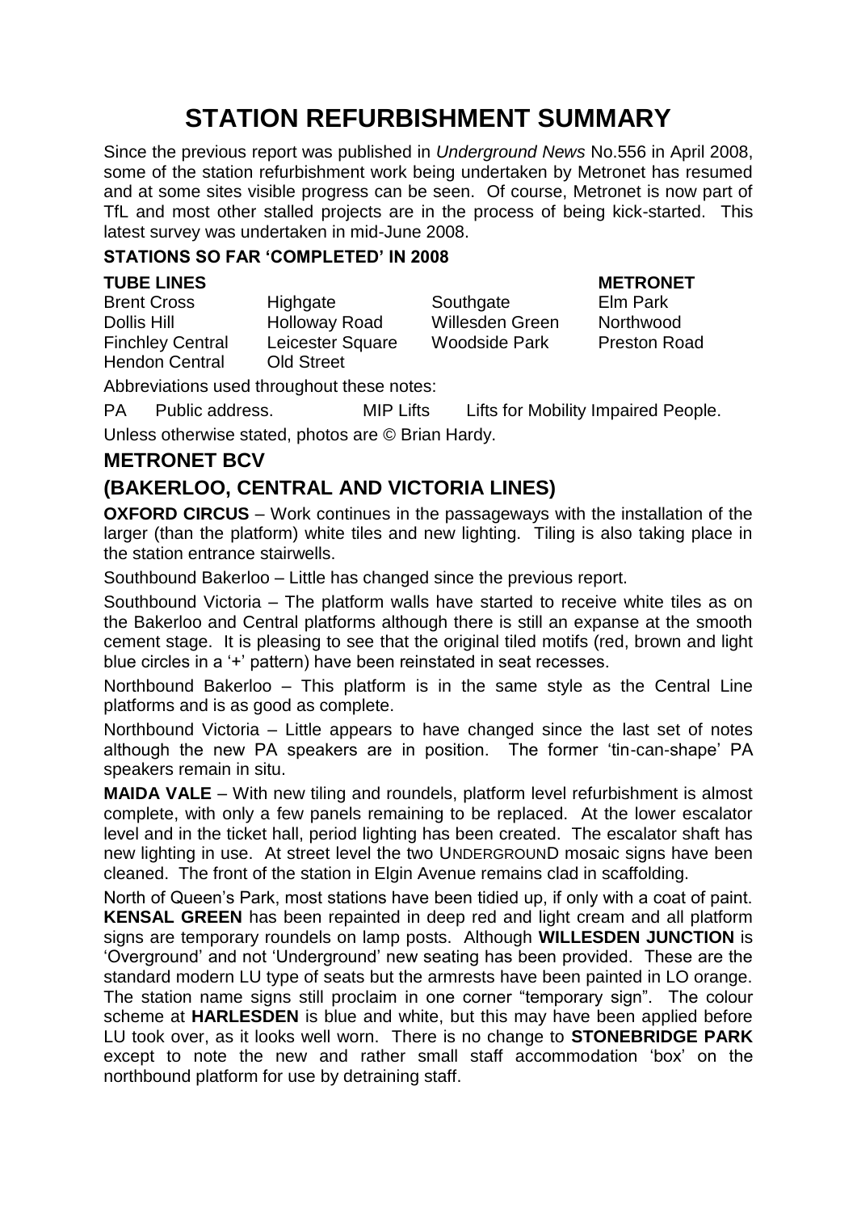# STATION REFURBISHMENT SUMMARY

Since the previous report was published in *Underground News* No.556 in April 2008, some of the station refurbishment work being undertaken by Metronet has resumed and at some sites visible progress can be seen. Of course, Metronet is now part of TfL and most other stalled projects are in the process of being kick-started. This latest survey was undertaken in mid-June 2008.

### STATIONS SO FAR 'COMPLETED' IN 2008

| TUBE LINES | | | METRONET |
|---|---|---|---|
| Brent Cross | Highgate | Southgate | Elm Park |
| Dollis Hill | Holloway Road | Willesden Green | Northwood |
| Finchley Central | Leicester Square | Woodside Park | Preston Road |
| Hendon Central | Old Street | | |

Abbreviations used throughout these notes:

PA Public address. MIP Lifts Lifts for Mobility Impaired People.

Unless otherwise stated, photos are © Brian Hardy.

## METRONET BCV

## (BAKERLOO, CENTRAL AND VICTORIA LINES)

**OXFORD CIRCUS** – Work continues in the passageways with the installation of the larger (than the platform) white tiles and new lighting. Tiling is also taking place in the station entrance stairwells.

Southbound Bakerloo – Little has changed since the previous report.

Southbound Victoria – The platform walls have started to receive white tiles as on the Bakerloo and Central platforms although there is still an expanse at the smooth cement stage. It is pleasing to see that the original tiled motifs (red, brown and light blue circles in a '+' pattern) have been reinstated in seat recesses.

Northbound Bakerloo – This platform is in the same style as the Central Line platforms and is as good as complete.

Northbound Victoria – Little appears to have changed since the last set of notes although the new PA speakers are in position. The former 'tin-can-shape' PA speakers remain in situ.

**MAIDA VALE** – With new tiling and roundels, platform level refurbishment is almost complete, with only a few panels remaining to be replaced. At the lower escalator level and in the ticket hall, period lighting has been created. The escalator shaft has new lighting in use. At street level the two UNDERGROUND mosaic signs have been cleaned. The front of the station in Elgin Avenue remains clad in scaffolding.

North of Queen's Park, most stations have been tidied up, if only with a coat of paint. **KENSAL GREEN** has been repainted in deep red and light cream and all platform signs are temporary roundels on lamp posts. Although **WILLESDEN JUNCTION** is 'Overground' and not 'Underground' new seating has been provided. These are the standard modern LU type of seats but the armrests have been painted in LO orange. The station name signs still proclaim in one corner "temporary sign". The colour scheme at **HARLESDEN** is blue and white, but this may have been applied before LU took over, as it looks well worn. There is no change to **STONEBRIDGE PARK** except to note the new and rather small staff accommodation 'box' on the northbound platform for use by detraining staff.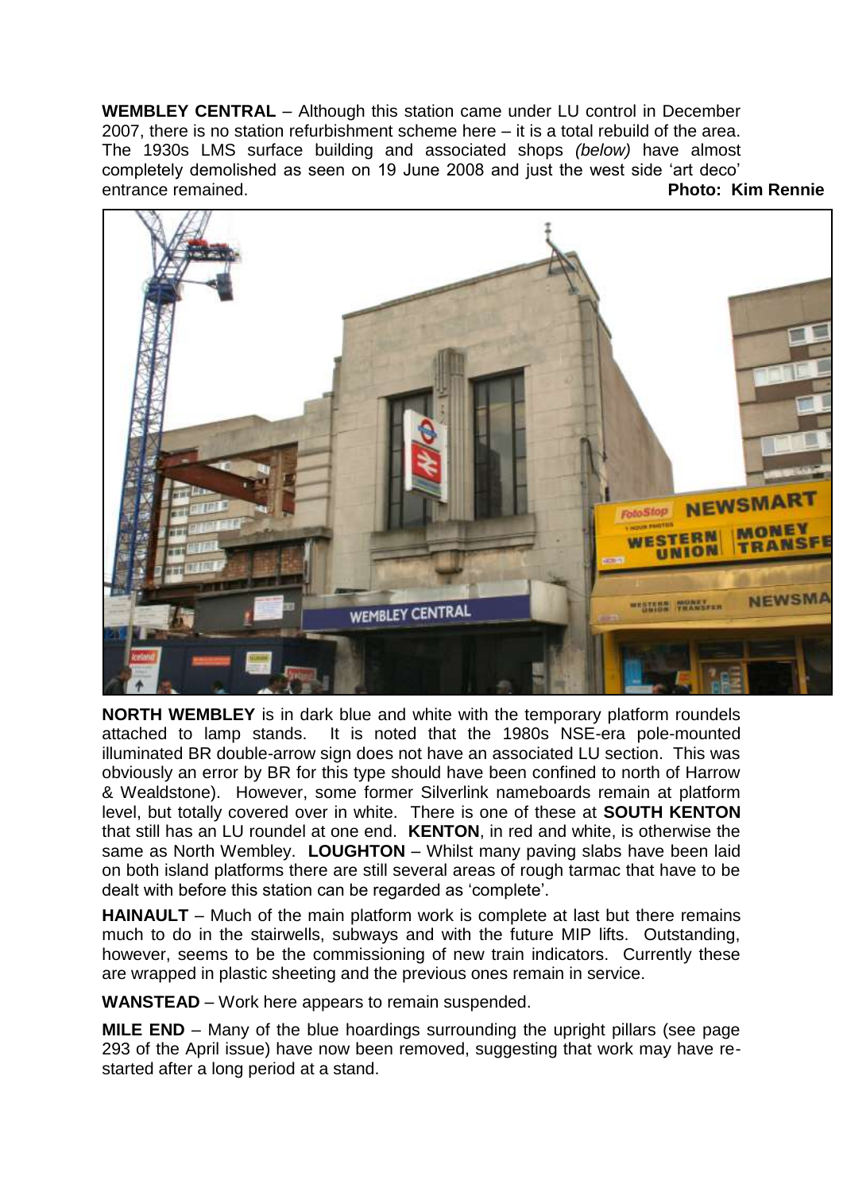**WEMBLEY CENTRAL** – Although this station came under LU control in December 2007, there is no station refurbishment scheme here – it is a total rebuild of the area. The 1930s LMS surface building and associated shops *(below)* have almost completely demolished as seen on 19 June 2008 and just the west side 'art deco' entrance remained. **Photo: Kim Rennie**

**NORTH WEMBLEY** is in dark blue and white with the temporary platform roundels attached to lamp stands. It is noted that the 1980s NSE-era pole-mounted illuminated BR double-arrow sign does not have an associated LU section. This was obviously an error by BR for this type should have been confined to north of Harrow & Wealdstone). However, some former Silverlink nameboards remain at platform level, but totally covered over in white. There is one of these at **SOUTH KENTON** that still has an LU roundel at one end. **KENTON**, in red and white, is otherwise the same as North Wembley. **LOUGHTON** – Whilst many paving slabs have been laid on both island platforms there are still several areas of rough tarmac that have to be dealt with before this station can be regarded as 'complete'.

**HAINAULT** – Much of the main platform work is complete at last but there remains much to do in the stairwells, subways and with the future MIP lifts. Outstanding, however, seems to be the commissioning of new train indicators. Currently these are wrapped in plastic sheeting and the previous ones remain in service.

**WANSTEAD** – Work here appears to remain suspended.

**MILE END** – Many of the blue hoardings surrounding the upright pillars (see page 293 of the April issue) have now been removed, suggesting that work may have re-started after a long period at a stand.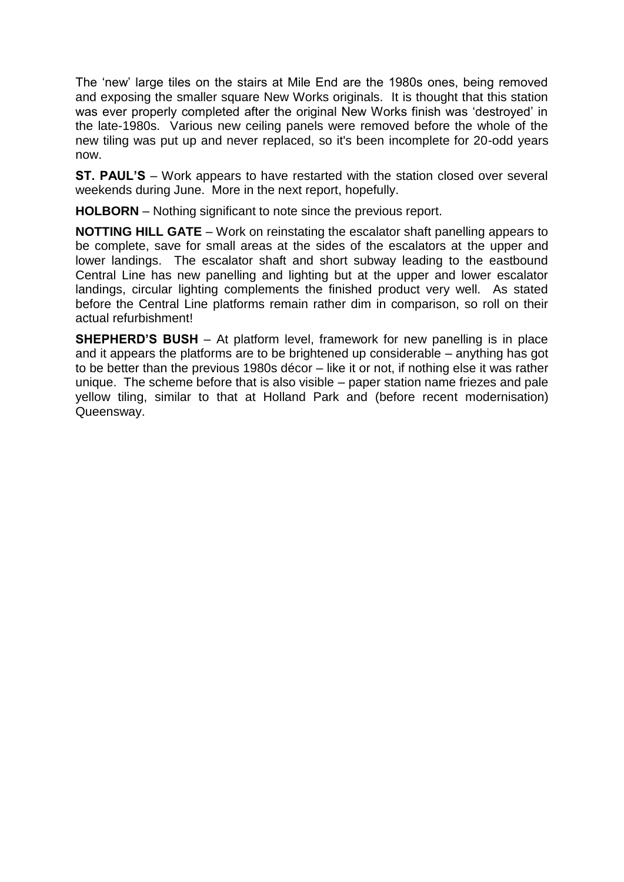The 'new' large tiles on the stairs at Mile End are the 1980s ones, being removed and exposing the smaller square New Works originals. It is thought that this station was ever properly completed after the original New Works finish was 'destroyed' in the late-1980s. Various new ceiling panels were removed before the whole of the new tiling was put up and never replaced, so it's been incomplete for 20-odd years now.

**ST. PAUL'S** – Work appears to have restarted with the station closed over several weekends during June. More in the next report, hopefully.

**HOLBORN** – Nothing significant to note since the previous report.

**NOTTING HILL GATE** – Work on reinstating the escalator shaft panelling appears to be complete, save for small areas at the sides of the escalators at the upper and lower landings. The escalator shaft and short subway leading to the eastbound Central Line has new panelling and lighting but at the upper and lower escalator landings, circular lighting complements the finished product very well. As stated before the Central Line platforms remain rather dim in comparison, so roll on their actual refurbishment!

**SHEPHERD'S BUSH** – At platform level, framework for new panelling is in place and it appears the platforms are to be brightened up considerable – anything has got to be better than the previous 1980s décor – like it or not, if nothing else it was rather unique. The scheme before that is also visible – paper station name friezes and pale yellow tiling, similar to that at Holland Park and (before recent modernisation) Queensway.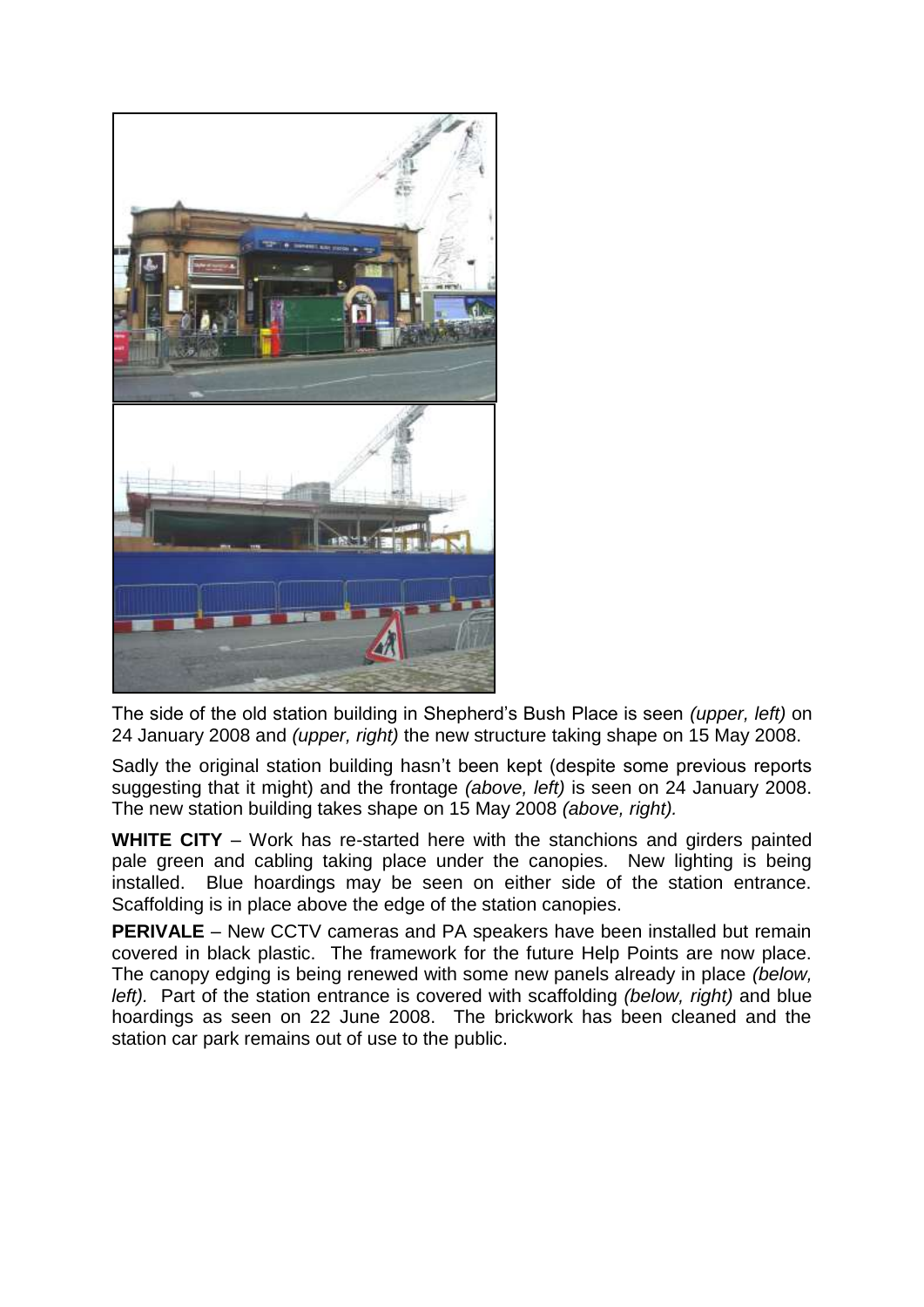The side of the old station building in Shepherd's Bush Place is seen *(upper, left)* on 24 January 2008 and *(upper, right)* the new structure taking shape on 15 May 2008.

Sadly the original station building hasn't been kept (despite some previous reports suggesting that it might) and the frontage *(above, left)* is seen on 24 January 2008. The new station building takes shape on 15 May 2008 *(above, right).*

**WHITE CITY** – Work has re-started here with the stanchions and girders painted pale green and cabling taking place under the canopies. New lighting is being installed. Blue hoardings may be seen on either side of the station entrance. Scaffolding is in place above the edge of the station canopies.

**PERIVALE** – New CCTV cameras and PA speakers have been installed but remain covered in black plastic. The framework for the future Help Points are now place. The canopy edging is being renewed with some new panels already in place *(below, left).* Part of the station entrance is covered with scaffolding *(below, right)* and blue hoardings as seen on 22 June 2008. The brickwork has been cleaned and the station car park remains out of use to the public.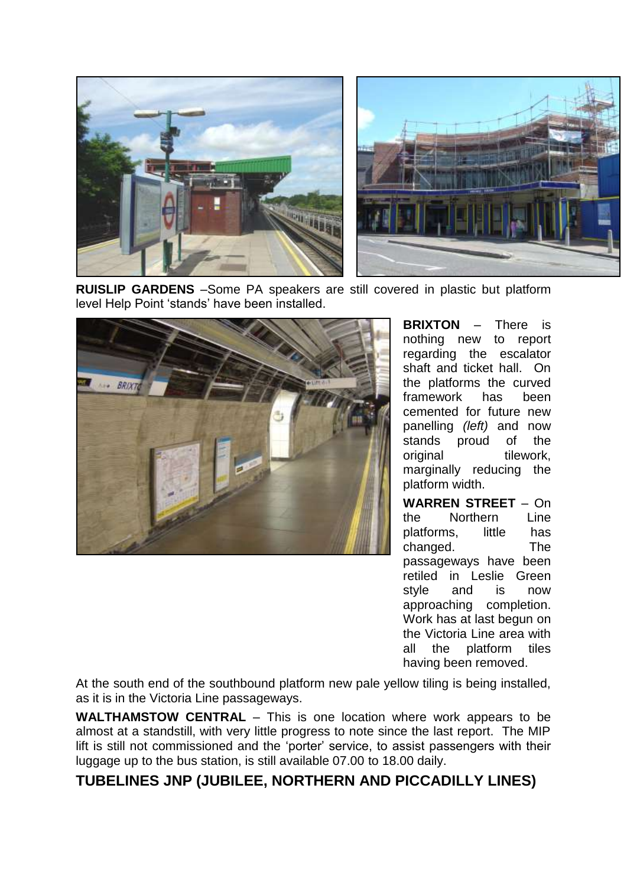**RUISLIP GARDENS** –Some PA speakers are still covered in plastic but platform level Help Point 'stands' have been installed.

**BRIXTON** – There is nothing new to report regarding the escalator shaft and ticket hall. On the platforms the curved framework has been cemented for future new panelling *(left)* and now stands proud of the original tilework, marginally reducing the platform width.

**WARREN STREET** – On the Northern Line platforms, little has changed. The passageways have been retiled in Leslie Green style and is now approaching completion. Work has at last begun on the Victoria Line area with all the platform tiles having been removed.

At the south end of the southbound platform new pale yellow tiling is being installed, as it is in the Victoria Line passageways.

**WALTHAMSTOW CENTRAL** – This is one location where work appears to be almost at a standstill, with very little progress to note since the last report. The MIP lift is still not commissioned and the 'porter' service, to assist passengers with their luggage up to the bus station, is still available 07.00 to 18.00 daily.

## TUBELINES JNP (JUBILEE, NORTHERN AND PICCADILLY LINES)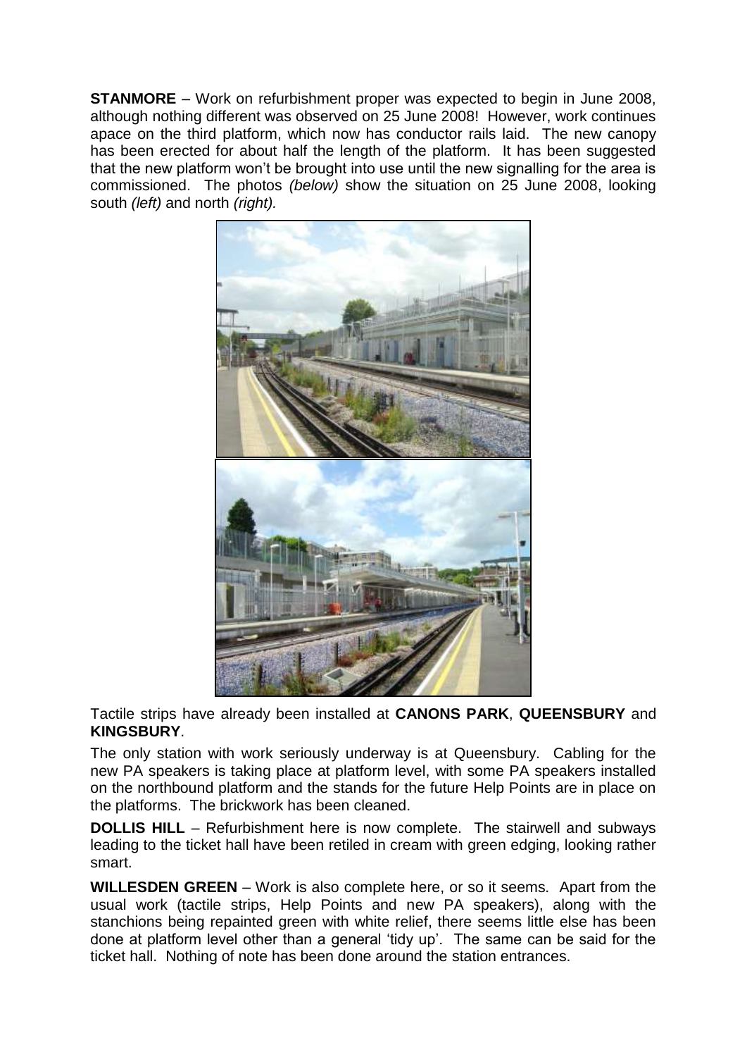**STANMORE** – Work on refurbishment proper was expected to begin in June 2008, although nothing different was observed on 25 June 2008! However, work continues apace on the third platform, which now has conductor rails laid. The new canopy has been erected for about half the length of the platform. It has been suggested that the new platform won't be brought into use until the new signalling for the area is commissioned. The photos *(below)* show the situation on 25 June 2008, looking south *(left)* and north *(right).*

Tactile strips have already been installed at **CANONS PARK**, **QUEENSBURY** and **KINGSBURY**.

The only station with work seriously underway is at Queensbury. Cabling for the new PA speakers is taking place at platform level, with some PA speakers installed on the northbound platform and the stands for the future Help Points are in place on the platforms. The brickwork has been cleaned.

**DOLLIS HILL** – Refurbishment here is now complete. The stairwell and subways leading to the ticket hall have been retiled in cream with green edging, looking rather smart.

**WILLESDEN GREEN** – Work is also complete here, or so it seems. Apart from the usual work (tactile strips, Help Points and new PA speakers), along with the stanchions being repainted green with white relief, there seems little else has been done at platform level other than a general 'tidy up'. The same can be said for the ticket hall. Nothing of note has been done around the station entrances.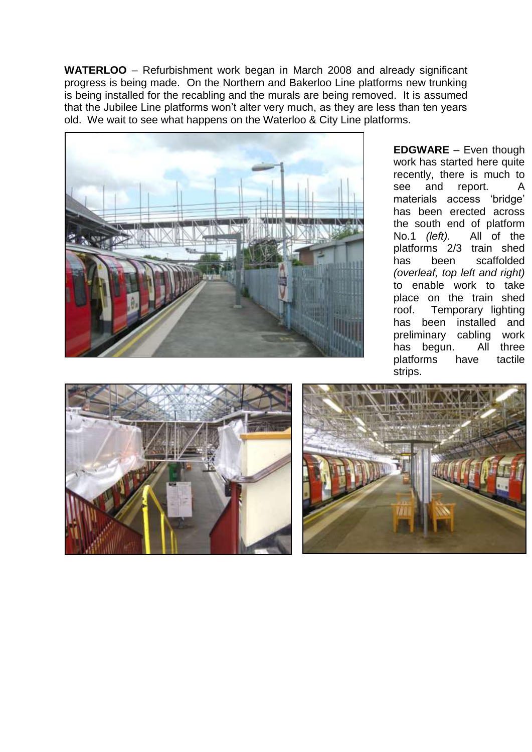**WATERLOO** – Refurbishment work began in March 2008 and already significant progress is being made. On the Northern and Bakerloo Line platforms new trunking is being installed for the recabling and the murals are being removed. It is assumed that the Jubilee Line platforms won't alter very much, as they are less than ten years old. We wait to see what happens on the Waterloo & City Line platforms.

**EDGWARE** – Even though work has started here quite recently, there is much to see and report. A materials access 'bridge' has been erected across the south end of platform No.1 *(left).* All of the platforms 2/3 train shed has been scaffolded *(overleaf, top left and right)* to enable work to take place on the train shed roof. Temporary lighting has been installed and preliminary cabling work has begun. All three platforms have tactile strips.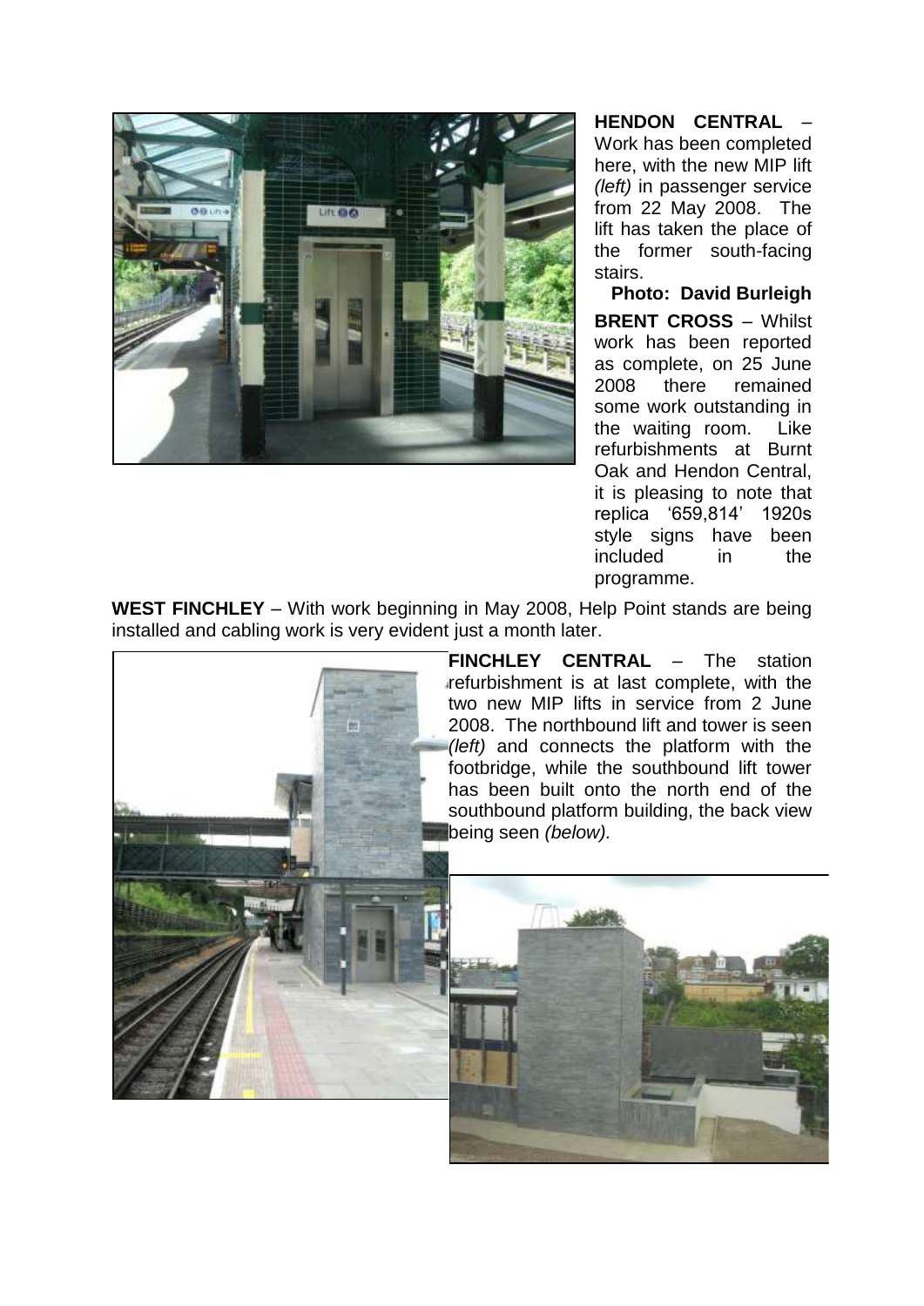**HENDON CENTRAL** – Work has been completed here, with the new MIP lift *(left)* in passenger service from 22 May 2008. The lift has taken the place of the former south-facing stairs.

**Photo: David Burleigh**

**BRENT CROSS** – Whilst work has been reported as complete, on 25 June 2008 there remained some work outstanding in the waiting room. Like refurbishments at Burnt Oak and Hendon Central, it is pleasing to note that replica '659,814' 1920s style signs have been included in the programme.

**WEST FINCHLEY** – With work beginning in May 2008, Help Point stands are being installed and cabling work is very evident just a month later.

**FINCHLEY CENTRAL** – The station refurbishment is at last complete, with the two new MIP lifts in service from 2 June 2008. The northbound lift and tower is seen *(left)* and connects the platform with the footbridge, while the southbound lift tower has been built onto the north end of the southbound platform building, the back view being seen *(below).*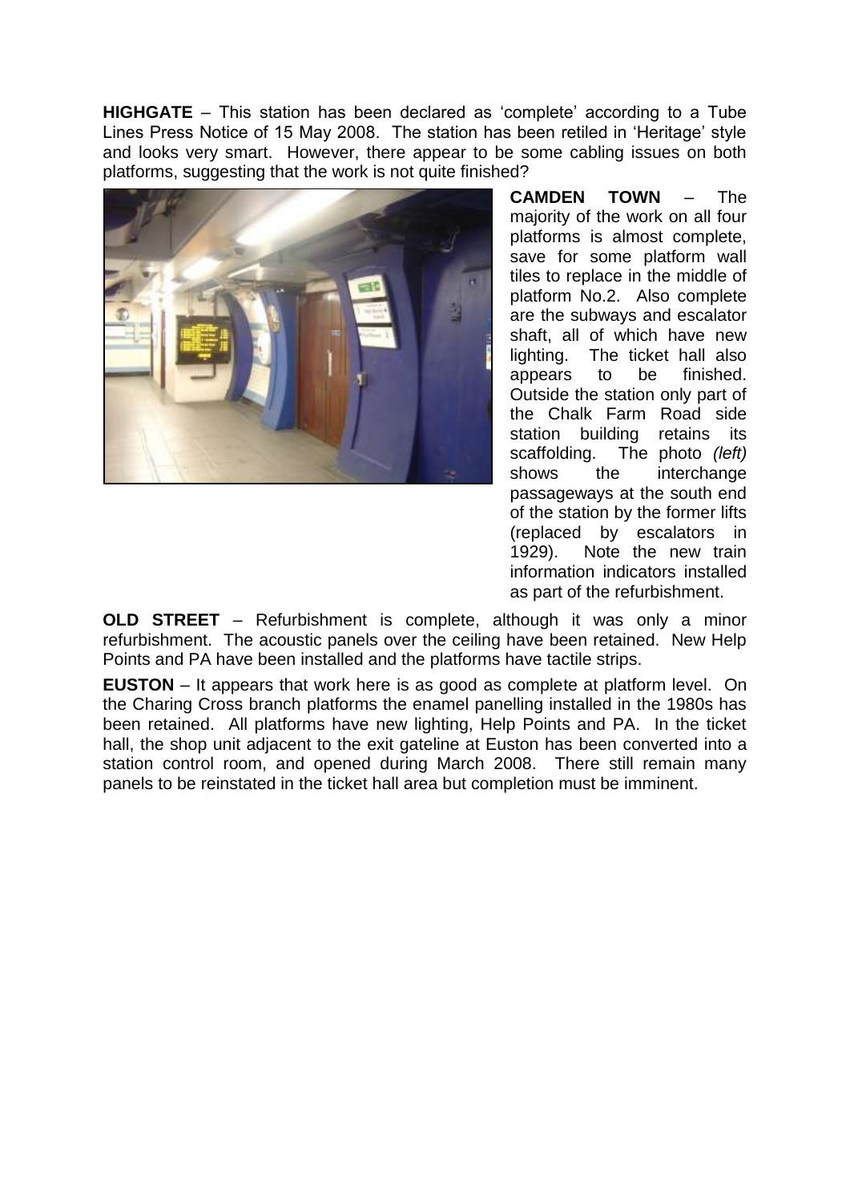**HIGHGATE** – This station has been declared as 'complete' according to a Tube Lines Press Notice of 15 May 2008. The station has been retiled in 'Heritage' style and looks very smart. However, there appear to be some cabling issues on both platforms, suggesting that the work is not quite finished?

**CAMDEN TOWN** – The majority of the work on all four platforms is almost complete, save for some platform wall tiles to replace in the middle of platform No.2. Also complete are the subways and escalator shaft, all of which have new lighting. The ticket hall also appears to be finished. Outside the station only part of the Chalk Farm Road side station building retains its scaffolding. The photo *(left)* shows the interchange passageways at the south end of the station by the former lifts (replaced by escalators in 1929). Note the new train information indicators installed as part of the refurbishment.

**OLD STREET** – Refurbishment is complete, although it was only a minor refurbishment. The acoustic panels over the ceiling have been retained. New Help Points and PA have been installed and the platforms have tactile strips.

**EUSTON** – It appears that work here is as good as complete at platform level. On the Charing Cross branch platforms the enamel panelling installed in the 1980s has been retained. All platforms have new lighting, Help Points and PA. In the ticket hall, the shop unit adjacent to the exit gateline at Euston has been converted into a station control room, and opened during March 2008. There still remain many panels to be reinstated in the ticket hall area but completion must be imminent.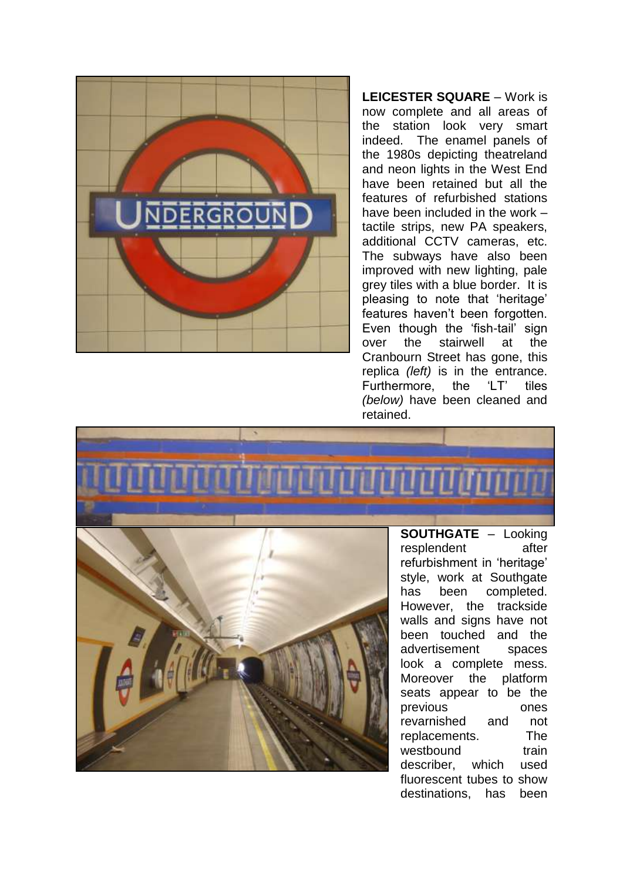**LEICESTER SQUARE** – Work is now complete and all areas of the station look very smart indeed. The enamel panels of the 1980s depicting theatreland and neon lights in the West End have been retained but all the features of refurbished stations have been included in the work – tactile strips, new PA speakers, additional CCTV cameras, etc. The subways have also been improved with new lighting, pale grey tiles with a blue border. It is pleasing to note that 'heritage' features haven't been forgotten. Even though the 'fish-tail' sign over the stairwell at the Cranbourn Street has gone, this replica *(left)* is in the entrance. Furthermore, the 'LT' tiles *(below)* have been cleaned and retained.

**SOUTHGATE** – Looking resplendent after refurbishment in 'heritage' style, work at Southgate has been completed. However, the trackside walls and signs have not been touched and the advertisement spaces look a complete mess. Moreover the platform seats appear to be the previous ones revarnished and not replacements. The westbound train describer, which used fluorescent tubes to show destinations, has been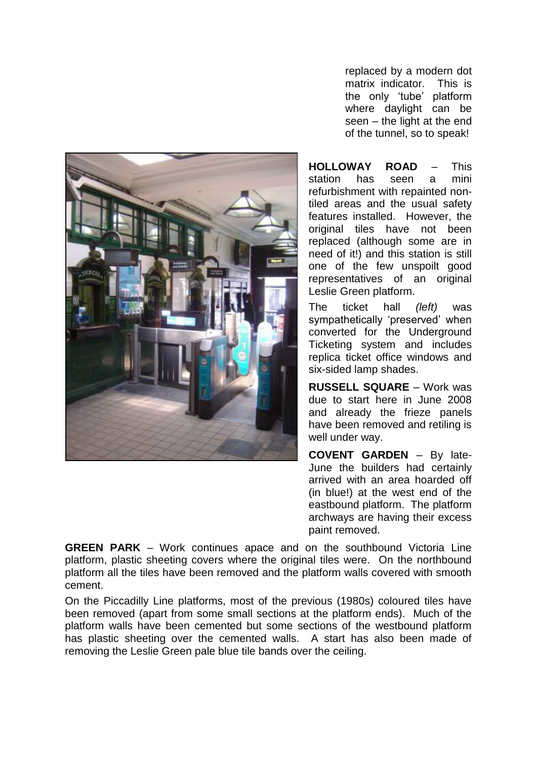replaced by a modern dot matrix indicator. This is the only 'tube' platform where daylight can be seen – the light at the end of the tunnel, so to speak!

**HOLLOWAY ROAD** – This station has seen a mini refurbishment with repainted non-tiled areas and the usual safety features installed. However, the original tiles have not been replaced (although some are in need of it!) and this station is still one of the few unspoilt good representatives of an original Leslie Green platform.

The ticket hall *(left)* was sympathetically 'preserved' when converted for the Underground Ticketing system and includes replica ticket office windows and six-sided lamp shades.

**RUSSELL SQUARE** – Work was due to start here in June 2008 and already the frieze panels have been removed and retiling is well under way.

**COVENT GARDEN** – By late-June the builders had certainly arrived with an area hoarded off (in blue!) at the west end of the eastbound platform. The platform archways are having their excess paint removed.

**GREEN PARK** – Work continues apace and on the southbound Victoria Line platform, plastic sheeting covers where the original tiles were. On the northbound platform all the tiles have been removed and the platform walls covered with smooth cement.

On the Piccadilly Line platforms, most of the previous (1980s) coloured tiles have been removed (apart from some small sections at the platform ends). Much of the platform walls have been cemented but some sections of the westbound platform has plastic sheeting over the cemented walls. A start has also been made of removing the Leslie Green pale blue tile bands over the ceiling.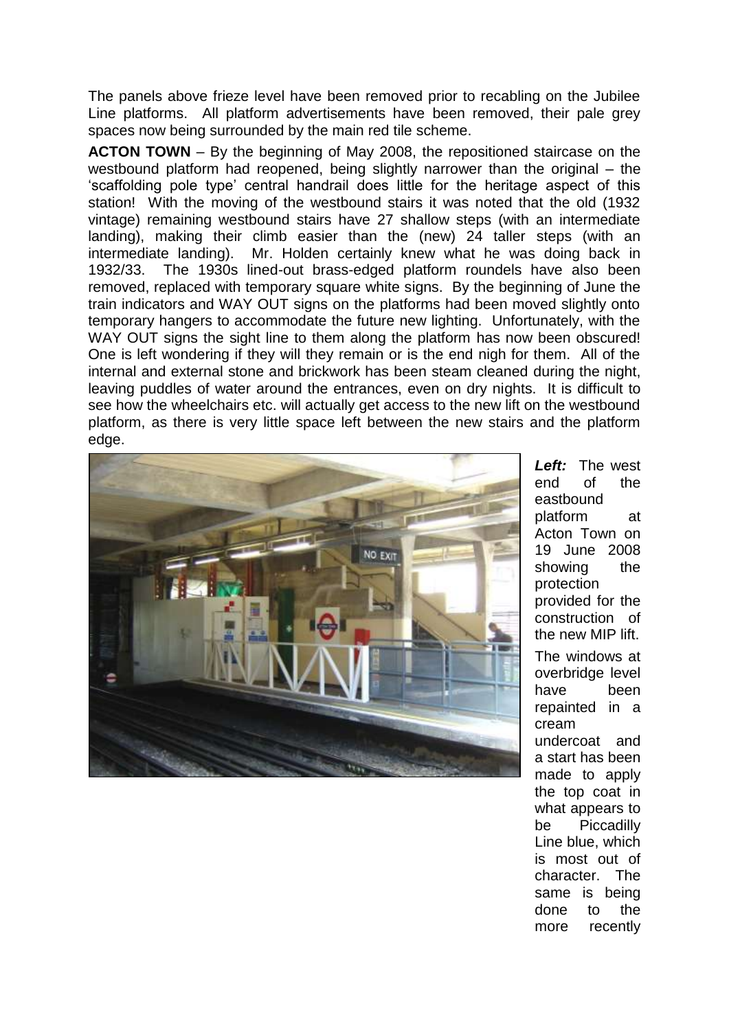The panels above frieze level have been removed prior to recabling on the Jubilee Line platforms. All platform advertisements have been removed, their pale grey spaces now being surrounded by the main red tile scheme.

**ACTON TOWN** – By the beginning of May 2008, the repositioned staircase on the westbound platform had reopened, being slightly narrower than the original – the 'scaffolding pole type' central handrail does little for the heritage aspect of this station! With the moving of the westbound stairs it was noted that the old (1932 vintage) remaining westbound stairs have 27 shallow steps (with an intermediate landing), making their climb easier than the (new) 24 taller steps (with an intermediate landing). Mr. Holden certainly knew what he was doing back in 1932/33. The 1930s lined-out brass-edged platform roundels have also been removed, replaced with temporary square white signs. By the beginning of June the train indicators and WAY OUT signs on the platforms had been moved slightly onto temporary hangers to accommodate the future new lighting. Unfortunately, with the WAY OUT signs the sight line to them along the platform has now been obscured! One is left wondering if they will they remain or is the end nigh for them. All of the internal and external stone and brickwork has been steam cleaned during the night, leaving puddles of water around the entrances, even on dry nights. It is difficult to see how the wheelchairs etc. will actually get access to the new lift on the westbound platform, as there is very little space left between the new stairs and the platform edge.

***Left:*** The west end of the eastbound platform at Acton Town on 19 June 2008 showing the protection provided for the construction of the new MIP lift.

The windows at overbridge level have been repainted in a cream undercoat and a start has been made to apply the top coat in what appears to be Piccadilly Line blue, which is most out of character. The same is being done to the more recently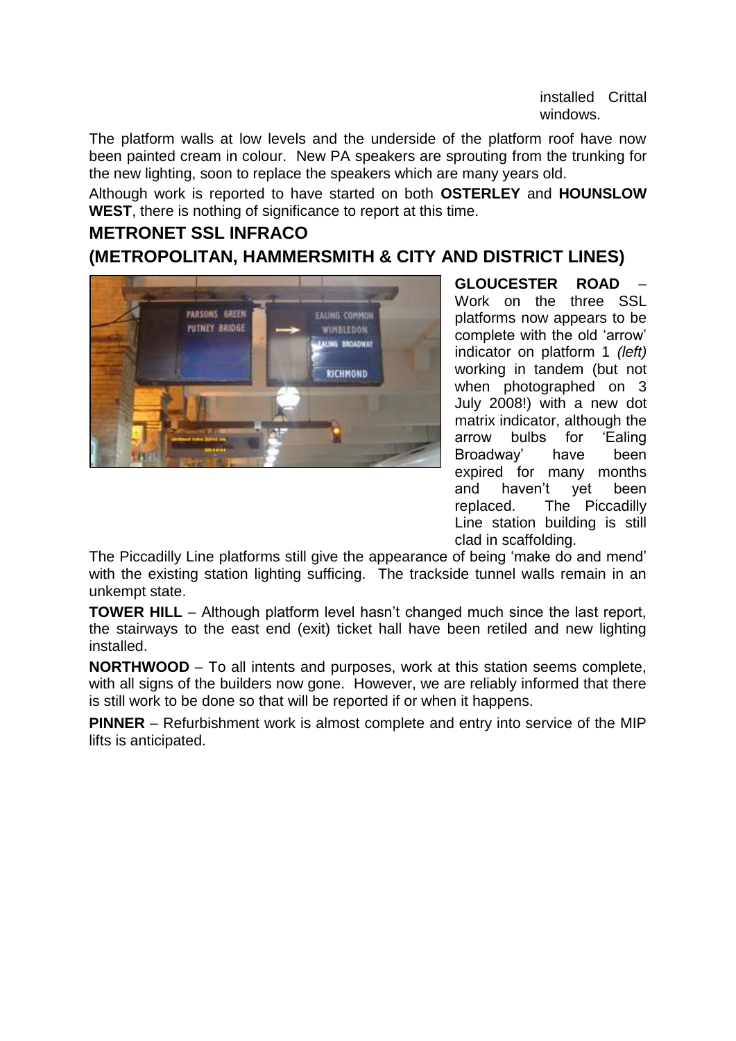installed Crittal windows.

The platform walls at low levels and the underside of the platform roof have now been painted cream in colour. New PA speakers are sprouting from the trunking for the new lighting, soon to replace the speakers which are many years old.

Although work is reported to have started on both **OSTERLEY** and **HOUNSLOW WEST**, there is nothing of significance to report at this time.

## METRONET SSL INFRACO
## (METROPOLITAN, HAMMERSMITH & CITY AND DISTRICT LINES)

**GLOUCESTER ROAD** – Work on the three SSL platforms now appears to be complete with the old 'arrow' indicator on platform 1 *(left)* working in tandem (but not when photographed on 3 July 2008!) with a new dot matrix indicator, although the arrow bulbs for 'Ealing Broadway' have been expired for many months and haven't yet been replaced. The Piccadilly Line station building is still clad in scaffolding.

The Piccadilly Line platforms still give the appearance of being 'make do and mend' with the existing station lighting sufficing. The trackside tunnel walls remain in an unkempt state.

**TOWER HILL** – Although platform level hasn't changed much since the last report, the stairways to the east end (exit) ticket hall have been retiled and new lighting installed.

**NORTHWOOD** – To all intents and purposes, work at this station seems complete, with all signs of the builders now gone. However, we are reliably informed that there is still work to be done so that will be reported if or when it happens.

**PINNER** – Refurbishment work is almost complete and entry into service of the MIP lifts is anticipated.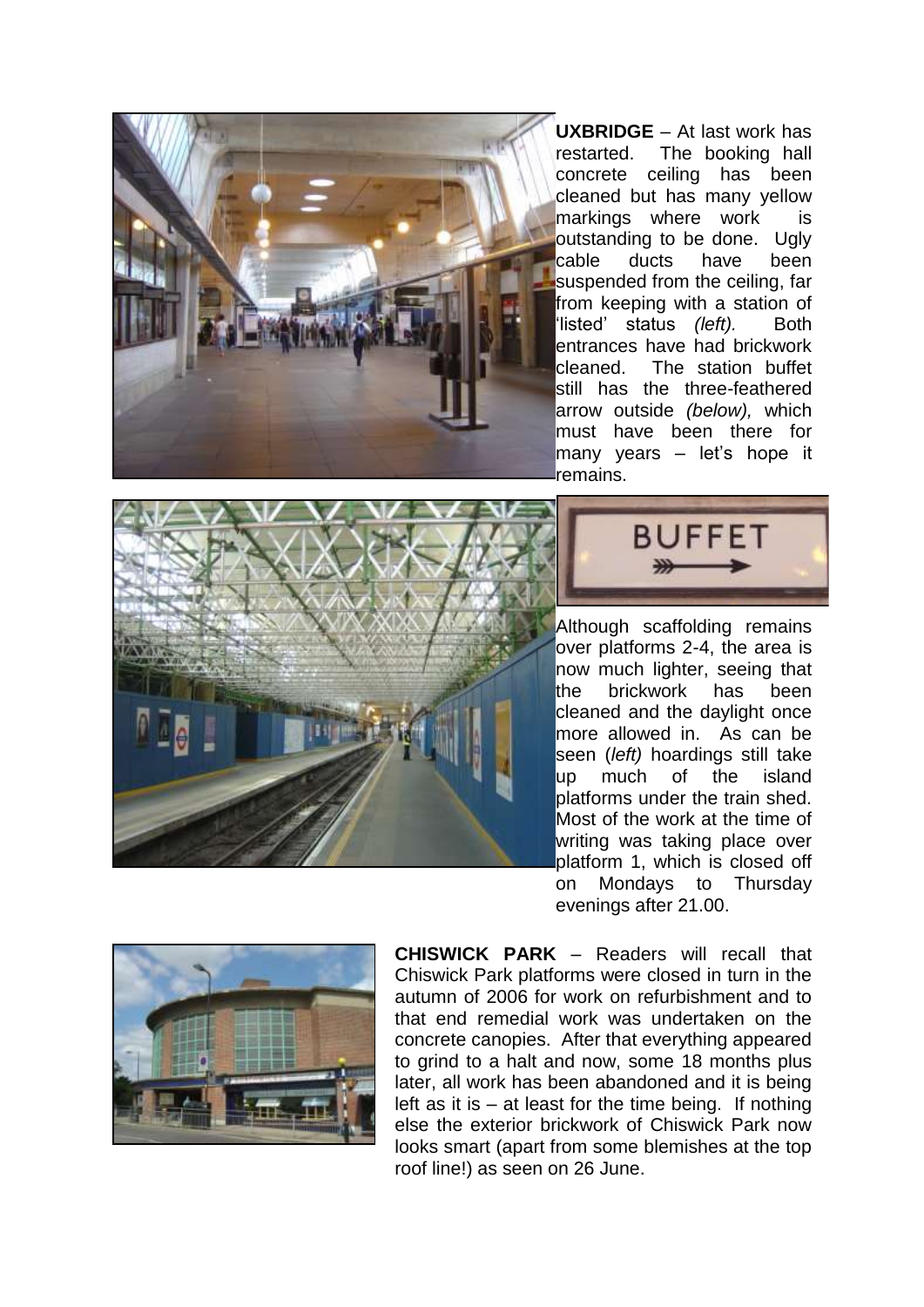**UXBRIDGE** – At last work has restarted. The booking hall concrete ceiling has been cleaned but has many yellow markings where work is outstanding to be done. Ugly cable ducts have been suspended from the ceiling, far from keeping with a station of 'listed' status *(left).* Both entrances have had brickwork cleaned. The station buffet still has the three-feathered arrow outside *(below),* which must have been there for many years – let's hope it remains.

Although scaffolding remains over platforms 2-4, the area is now much lighter, seeing that the brickwork has been cleaned and the daylight once more allowed in. As can be seen (*left)* hoardings still take up much of the island platforms under the train shed. Most of the work at the time of writing was taking place over platform 1, which is closed off on Mondays to Thursday evenings after 21.00.

**CHISWICK PARK** – Readers will recall that Chiswick Park platforms were closed in turn in the autumn of 2006 for work on refurbishment and to that end remedial work was undertaken on the concrete canopies. After that everything appeared to grind to a halt and now, some 18 months plus later, all work has been abandoned and it is being left as it is – at least for the time being. If nothing else the exterior brickwork of Chiswick Park now looks smart (apart from some blemishes at the top roof line!) as seen on 26 June.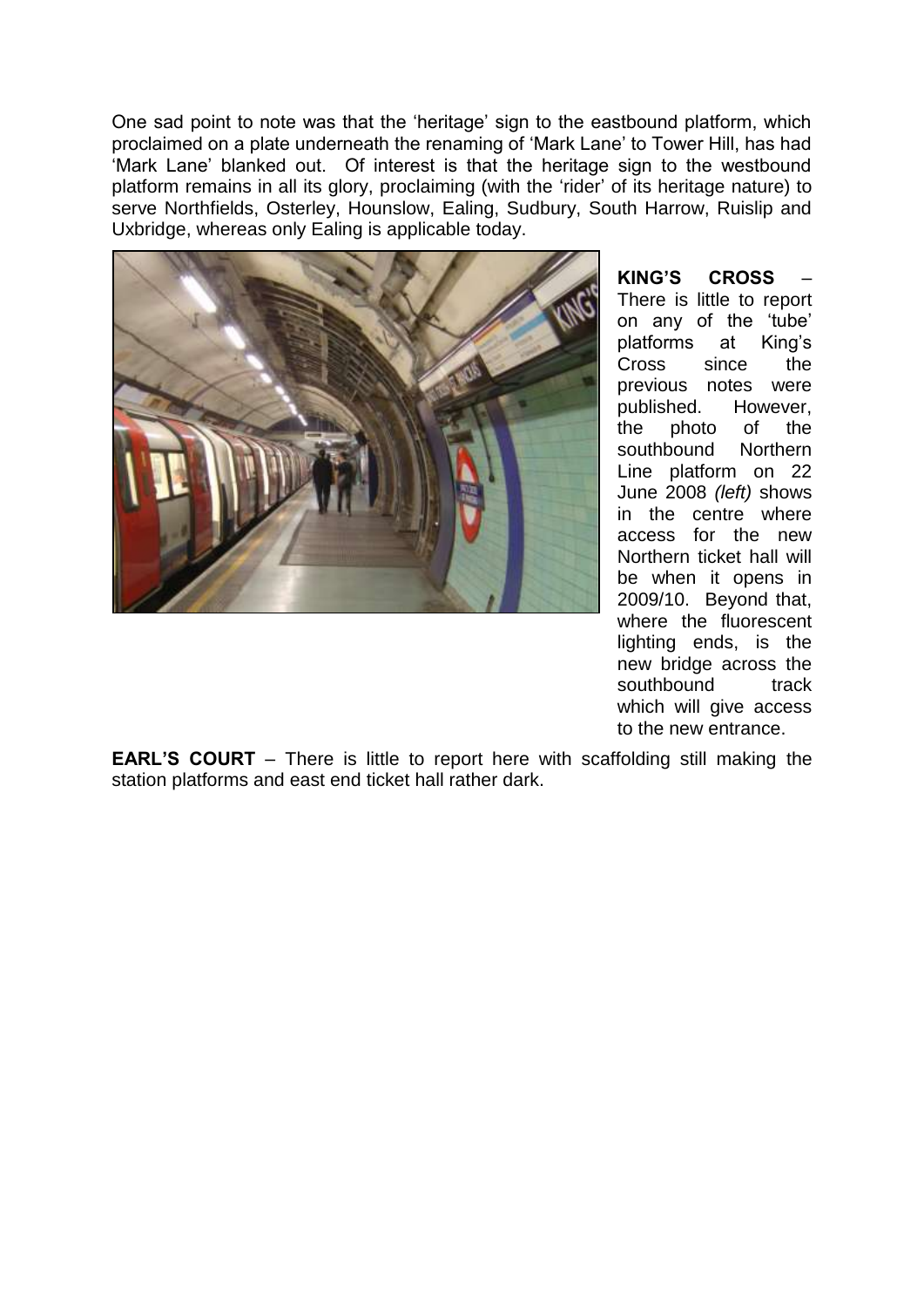One sad point to note was that the 'heritage' sign to the eastbound platform, which proclaimed on a plate underneath the renaming of 'Mark Lane' to Tower Hill, has had 'Mark Lane' blanked out. Of interest is that the heritage sign to the westbound platform remains in all its glory, proclaiming (with the 'rider' of its heritage nature) to serve Northfields, Osterley, Hounslow, Ealing, Sudbury, South Harrow, Ruislip and Uxbridge, whereas only Ealing is applicable today.

**KING'S CROSS** – There is little to report on any of the 'tube' platforms at King's Cross since the previous notes were published. However, the photo of the southbound Northern Line platform on 22 June 2008 *(left)* shows in the centre where access for the new Northern ticket hall will be when it opens in 2009/10. Beyond that, where the fluorescent lighting ends, is the new bridge across the southbound track which will give access to the new entrance.

**EARL'S COURT** – There is little to report here with scaffolding still making the station platforms and east end ticket hall rather dark.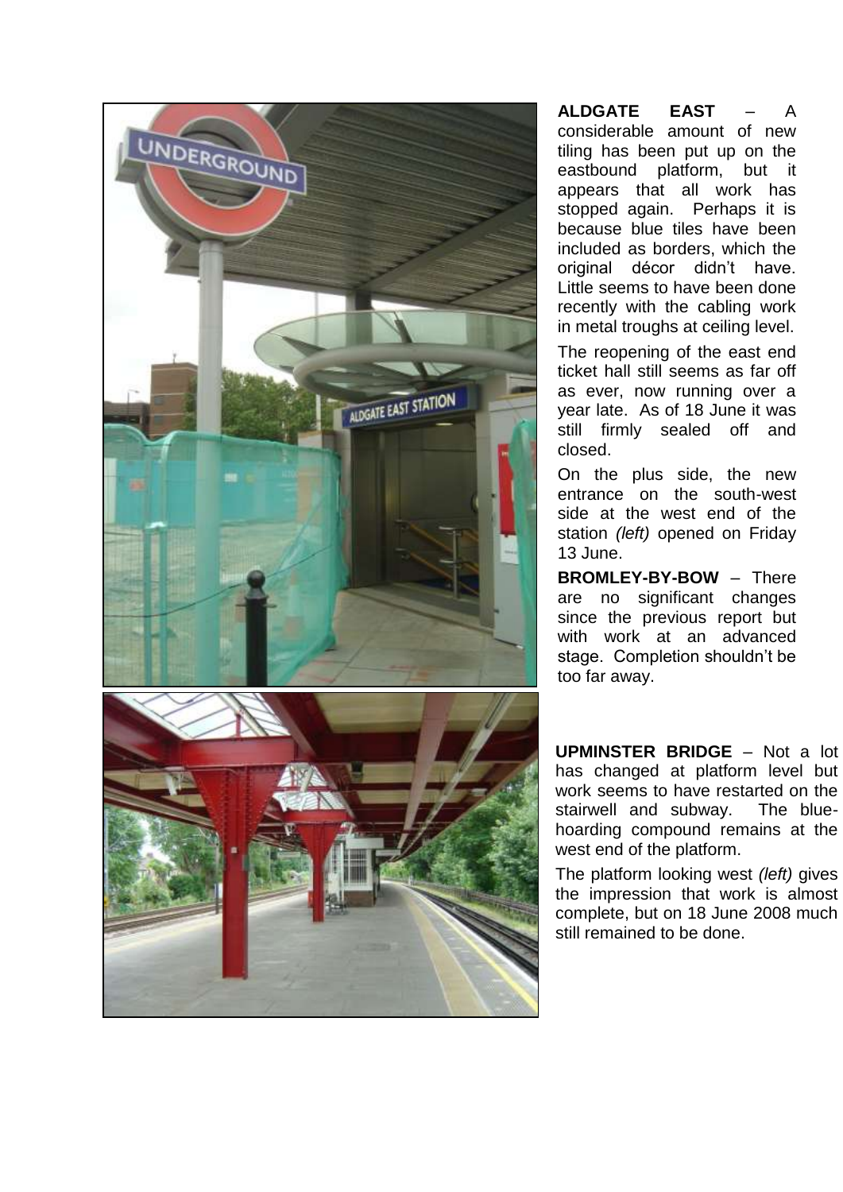**ALDGATE EAST** – A considerable amount of new tiling has been put up on the eastbound platform, but it appears that all work has stopped again. Perhaps it is because blue tiles have been included as borders, which the original décor didn't have. Little seems to have been done recently with the cabling work in metal troughs at ceiling level.

The reopening of the east end ticket hall still seems as far off as ever, now running over a year late. As of 18 June it was still firmly sealed off and closed.

On the plus side, the new entrance on the south-west side at the west end of the station *(left)* opened on Friday 13 June.

**BROMLEY-BY-BOW** – There are no significant changes since the previous report but with work at an advanced stage. Completion shouldn't be too far away.

**UPMINSTER BRIDGE** – Not a lot has changed at platform level but work seems to have restarted on the stairwell and subway. The blue-hoarding compound remains at the west end of the platform.

The platform looking west *(left)* gives the impression that work is almost complete, but on 18 June 2008 much still remained to be done.